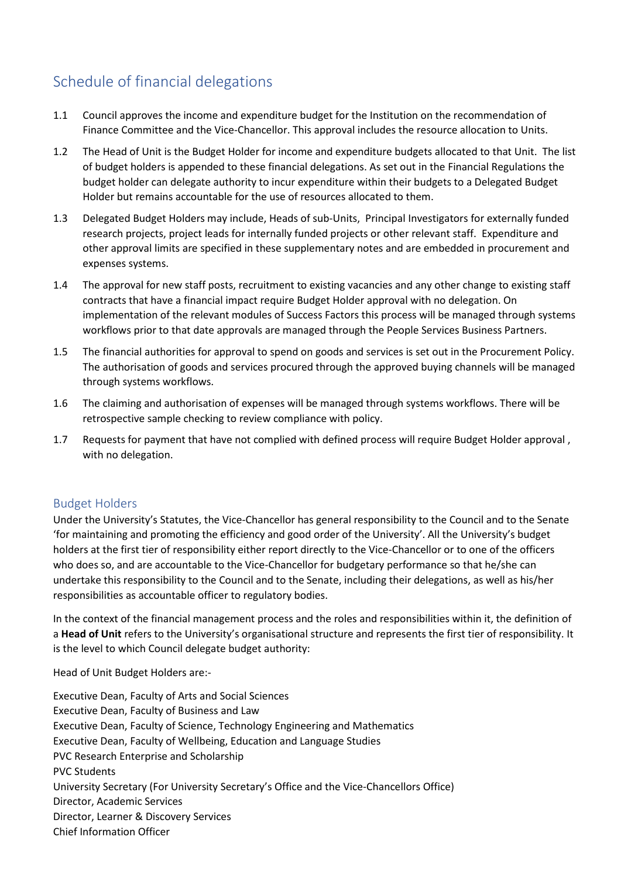# Schedule of financial delegations

1.1 Council approves the income and expenditure budget for the Institution on the recommendation of Finance Committee and the Vice-Chancellor. This approval includes the resource allocation to Units.

1.2 The Head of Unit is the Budget Holder for income and expenditure budgets allocated to that Unit. The list of budget holders is appended to these financial delegations. As set out in the Financial Regulations the budget holder can delegate authority to incur expenditure within their budgets to a Delegated Budget Holder but remains accountable for the use of resources allocated to them.

1.3 Delegated Budget Holders may include, Heads of sub-Units, Principal Investigators for externally funded research projects, project leads for internally funded projects or other relevant staff. Expenditure and other approval limits are specified in these supplementary notes and are embedded in procurement and expenses systems.

1.4 The approval for new staff posts, recruitment to existing vacancies and any other change to existing staff contracts that have a financial impact require Budget Holder approval with no delegation. On implementation of the relevant modules of Success Factors this process will be managed through systems workflows prior to that date approvals are managed through the People Services Business Partners.

1.5 The financial authorities for approval to spend on goods and services is set out in the Procurement Policy. The authorisation of goods and services procured through the approved buying channels will be managed through systems workflows.

1.6 The claiming and authorisation of expenses will be managed through systems workflows. There will be retrospective sample checking to review compliance with policy.

1.7 Requests for payment that have not complied with defined process will require Budget Holder approval , with no delegation.

## Budget Holders

Under the University's Statutes, the Vice-Chancellor has general responsibility to the Council and to the Senate 'for maintaining and promoting the efficiency and good order of the University'. All the University's budget holders at the first tier of responsibility either report directly to the Vice-Chancellor or to one of the officers who does so, and are accountable to the Vice-Chancellor for budgetary performance so that he/she can undertake this responsibility to the Council and to the Senate, including their delegations, as well as his/her responsibilities as accountable officer to regulatory bodies.

In the context of the financial management process and the roles and responsibilities within it, the definition of a **Head of Unit** refers to the University's organisational structure and represents the first tier of responsibility. It is the level to which Council delegate budget authority:

Head of Unit Budget Holders are:-

Executive Dean, Faculty of Arts and Social Sciences
Executive Dean, Faculty of Business and Law
Executive Dean, Faculty of Science, Technology Engineering and Mathematics
Executive Dean, Faculty of Wellbeing, Education and Language Studies
PVC Research Enterprise and Scholarship
PVC Students
University Secretary (For University Secretary's Office and the Vice-Chancellors Office)
Director, Academic Services
Director, Learner & Discovery Services
Chief Information Officer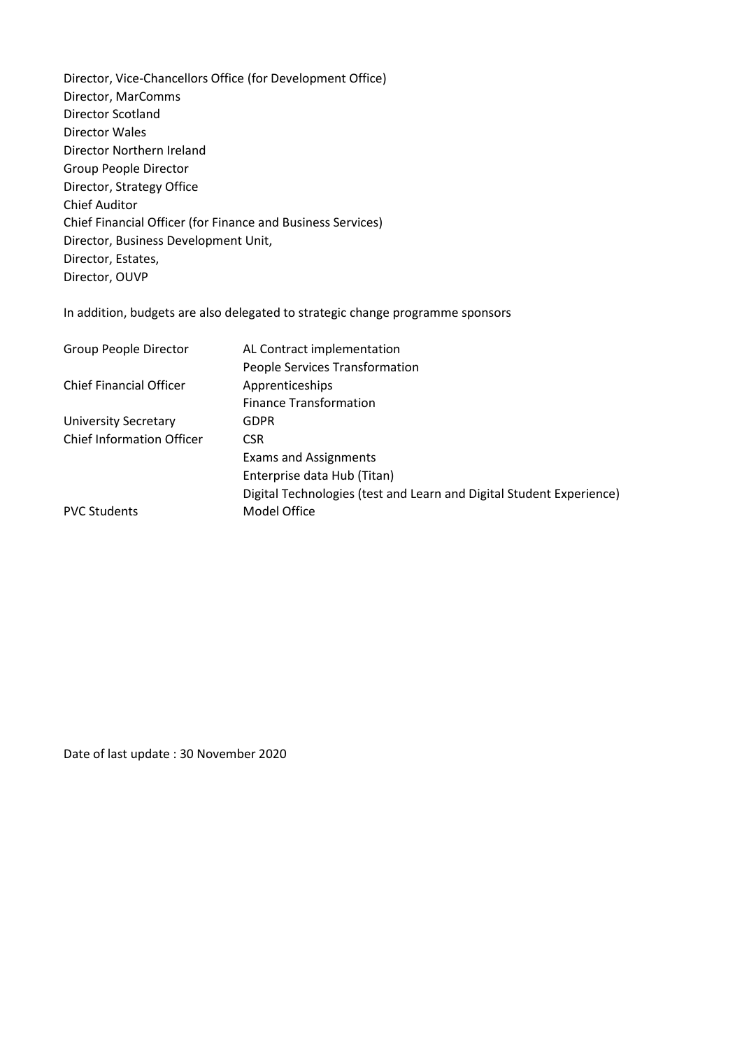Director, Vice-Chancellors Office (for Development Office)
Director, MarComms
Director Scotland
Director Wales
Director Northern Ireland
Group People Director
Director, Strategy Office
Chief Auditor
Chief Financial Officer (for Finance and Business Services)
Director, Business Development Unit,
Director, Estates,
Director, OUVP

In addition, budgets are also delegated to strategic change programme sponsors

| | |
|---|---|
| Group People Director | AL Contract implementation |
| | People Services Transformation |
| Chief Financial Officer | Apprenticeships |
| | Finance Transformation |
| University Secretary | GDPR |
| Chief Information Officer | CSR |
| | Exams and Assignments |
| | Enterprise data Hub (Titan) |
| | Digital Technologies (test and Learn and Digital Student Experience) |
| PVC Students | Model Office |

Date of last update : 30 November 2020